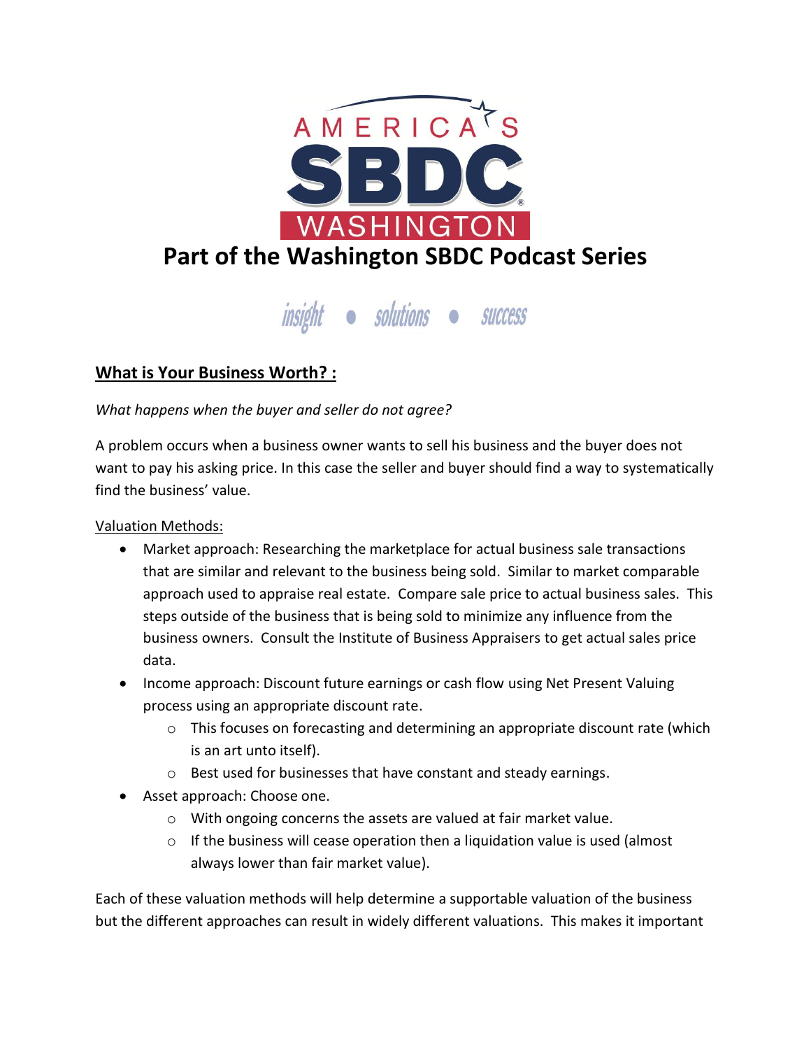AMERICA'S SBDC WASHINGTON

# Part of the Washington SBDC Podcast Series

*insight • solutions • success*

## What is Your Business Worth? :

*What happens when the buyer and seller do not agree?*

A problem occurs when a business owner wants to sell his business and the buyer does not want to pay his asking price. In this case the seller and buyer should find a way to systematically find the business' value.

Valuation Methods:

- Market approach: Researching the marketplace for actual business sale transactions that are similar and relevant to the business being sold. Similar to market comparable approach used to appraise real estate. Compare sale price to actual business sales. This steps outside of the business that is being sold to minimize any influence from the business owners. Consult the Institute of Business Appraisers to get actual sales price data.
- Income approach: Discount future earnings or cash flow using Net Present Valuing process using an appropriate discount rate.
  - This focuses on forecasting and determining an appropriate discount rate (which is an art unto itself).
  - Best used for businesses that have constant and steady earnings.
- Asset approach: Choose one.
  - With ongoing concerns the assets are valued at fair market value.
  - If the business will cease operation then a liquidation value is used (almost always lower than fair market value).

Each of these valuation methods will help determine a supportable valuation of the business but the different approaches can result in widely different valuations. This makes it important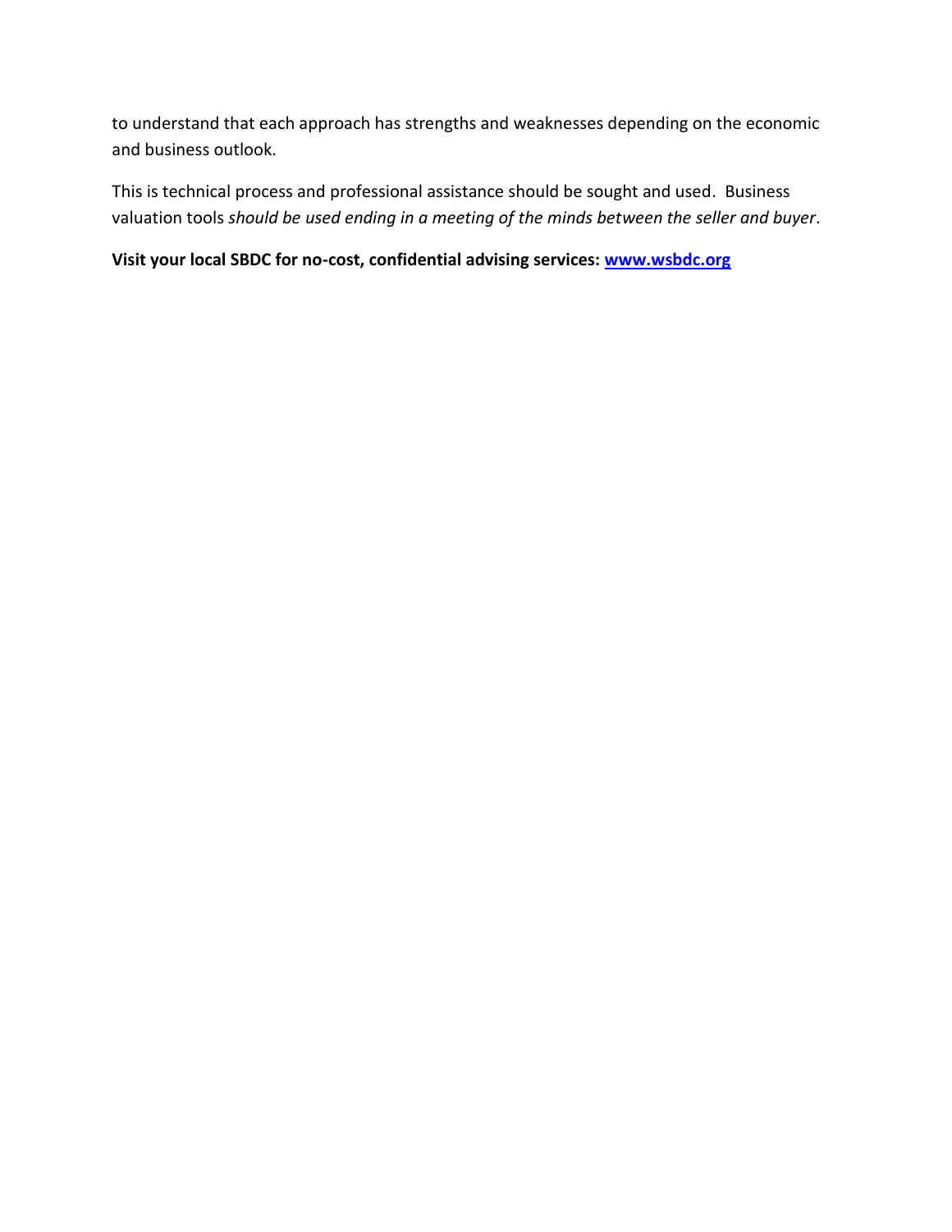to understand that each approach has strengths and weaknesses depending on the economic and business outlook.

This is technical process and professional assistance should be sought and used. Business valuation tools *should be used ending in a meeting of the minds between the seller and buyer*.

**Visit your local SBDC for no-cost, confidential advising services: [www.wsbdc.org](http://www.wsbdc.org)**